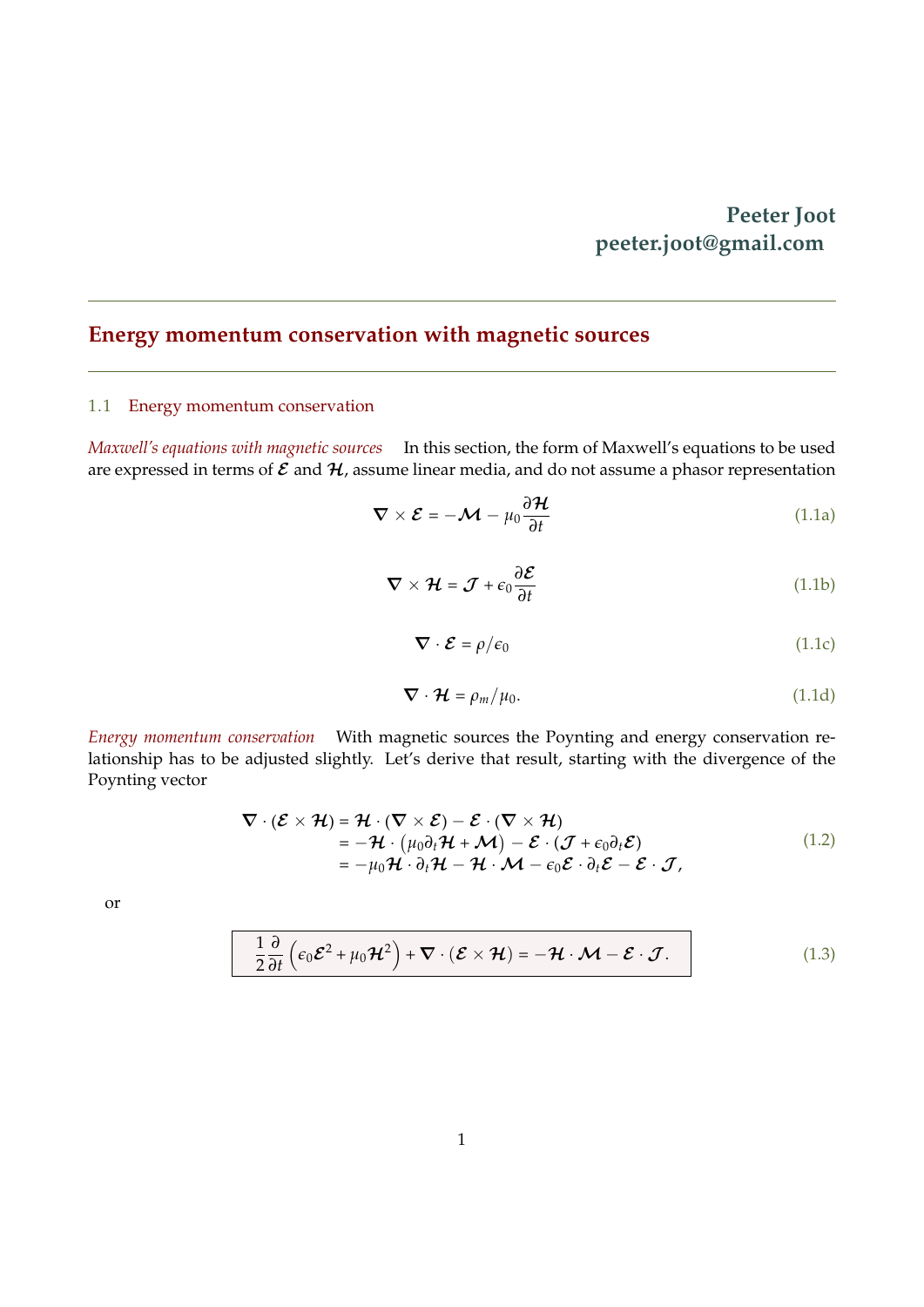**Peeter Joot**
**peeter.joot@gmail.com**

# Energy momentum conservation with magnetic sources

## 1.1 Energy momentum conservation

*Maxwell's equations with magnetic sources* In this section, the form of Maxwell's equations to be used are expressed in terms of $\boldsymbol{\mathcal{E}}$ and $\boldsymbol{\mathcal{H}}$, assume linear media, and do not assume a phasor representation

$$\boldsymbol{\nabla} \times \boldsymbol{\mathcal{E}} = -\boldsymbol{\mathcal{M}} - \mu_0 \frac{\partial \boldsymbol{\mathcal{H}}}{\partial t} \tag{1.1a}$$

$$\boldsymbol{\nabla} \times \boldsymbol{\mathcal{H}} = \boldsymbol{\mathcal{J}} + \epsilon_0 \frac{\partial \boldsymbol{\mathcal{E}}}{\partial t} \tag{1.1b}$$

$$\boldsymbol{\nabla} \cdot \boldsymbol{\mathcal{E}} = \rho/\epsilon_0 \tag{1.1c}$$

$$\boldsymbol{\nabla} \cdot \boldsymbol{\mathcal{H}} = \rho_m/\mu_0. \tag{1.1d}$$

*Energy momentum conservation* With magnetic sources the Poynting and energy conservation relationship has to be adjusted slightly. Let's derive that result, starting with the divergence of the Poynting vector

$$\begin{aligned}
\boldsymbol{\nabla} \cdot (\boldsymbol{\mathcal{E}} \times \boldsymbol{\mathcal{H}}) &= \boldsymbol{\mathcal{H}} \cdot (\boldsymbol{\nabla} \times \boldsymbol{\mathcal{E}}) - \boldsymbol{\mathcal{E}} \cdot (\boldsymbol{\nabla} \times \boldsymbol{\mathcal{H}}) \\
&= -\boldsymbol{\mathcal{H}} \cdot \left(\mu_0 \partial_t \boldsymbol{\mathcal{H}} + \boldsymbol{\mathcal{M}}\right) - \boldsymbol{\mathcal{E}} \cdot (\boldsymbol{\mathcal{J}} + \epsilon_0 \partial_t \boldsymbol{\mathcal{E}}) \\
&= -\mu_0 \boldsymbol{\mathcal{H}} \cdot \partial_t \boldsymbol{\mathcal{H}} - \boldsymbol{\mathcal{H}} \cdot \boldsymbol{\mathcal{M}} - \epsilon_0 \boldsymbol{\mathcal{E}} \cdot \partial_t \boldsymbol{\mathcal{E}} - \boldsymbol{\mathcal{E}} \cdot \boldsymbol{\mathcal{J}},
\end{aligned} \tag{1.2}$$

or

$$\boxed{\frac{1}{2} \frac{\partial}{\partial t} \left(\epsilon_0 \boldsymbol{\mathcal{E}}^2 + \mu_0 \boldsymbol{\mathcal{H}}^2\right) + \boldsymbol{\nabla} \cdot (\boldsymbol{\mathcal{E}} \times \boldsymbol{\mathcal{H}}) = -\boldsymbol{\mathcal{H}} \cdot \boldsymbol{\mathcal{M}} - \boldsymbol{\mathcal{E}} \cdot \boldsymbol{\mathcal{J}}.} \tag{1.3}$$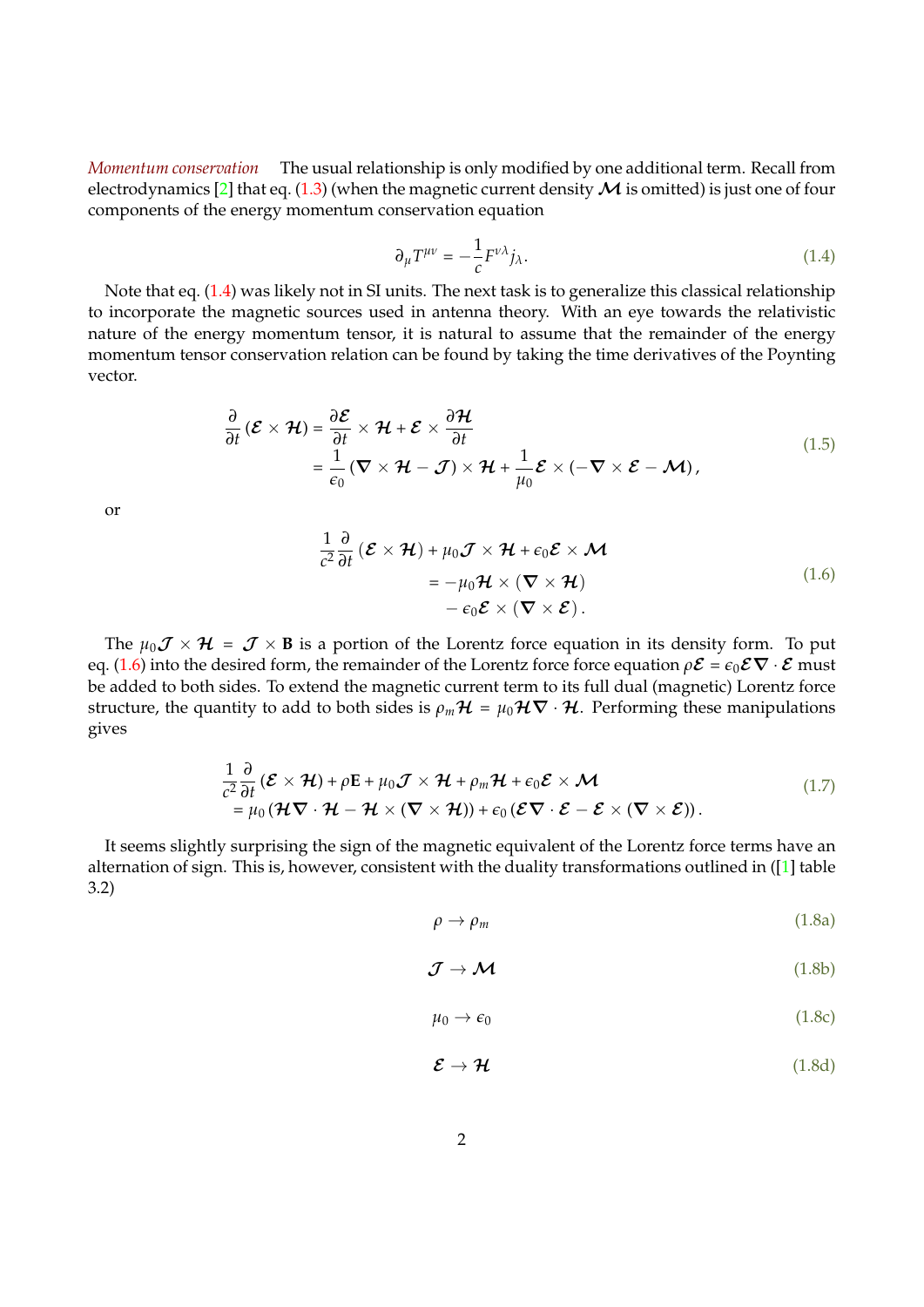*Momentum conservation* The usual relationship is only modified by one additional term. Recall from electrodynamics [2] that eq. (1.3) (when the magnetic current density $\boldsymbol{\mathcal{M}}$ is omitted) is just one of four components of the energy momentum conservation equation

$$\partial_\mu T^{\mu\nu} = -\frac{1}{c} F^{\nu\lambda} j_\lambda. \tag{1.4}$$

Note that eq. (1.4) was likely not in SI units. The next task is to generalize this classical relationship to incorporate the magnetic sources used in antenna theory. With an eye towards the relativistic nature of the energy momentum tensor, it is natural to assume that the remainder of the energy momentum tensor conservation relation can be found by taking the time derivatives of the Poynting vector.

$$\begin{aligned}
\frac{\partial}{\partial t} \left( \boldsymbol{\mathcal{E}} \times \boldsymbol{\mathcal{H}} \right) &= \frac{\partial \boldsymbol{\mathcal{E}}}{\partial t} \times \boldsymbol{\mathcal{H}} + \boldsymbol{\mathcal{E}} \times \frac{\partial \boldsymbol{\mathcal{H}}}{\partial t} \\
&= \frac{1}{\epsilon_0} \left( \boldsymbol{\nabla} \times \boldsymbol{\mathcal{H}} - \boldsymbol{\mathcal{J}} \right) \times \boldsymbol{\mathcal{H}} + \frac{1}{\mu_0} \boldsymbol{\mathcal{E}} \times \left( -\boldsymbol{\nabla} \times \boldsymbol{\mathcal{E}} - \boldsymbol{\mathcal{M}} \right),
\end{aligned} \tag{1.5}$$

or

$$\begin{aligned}
\frac{1}{c^2} \frac{\partial}{\partial t} \left( \boldsymbol{\mathcal{E}} \times \boldsymbol{\mathcal{H}} \right) &+ \mu_0 \boldsymbol{\mathcal{J}} \times \boldsymbol{\mathcal{H}} + \epsilon_0 \boldsymbol{\mathcal{E}} \times \boldsymbol{\mathcal{M}} \\
&= -\mu_0 \boldsymbol{\mathcal{H}} \times \left( \boldsymbol{\nabla} \times \boldsymbol{\mathcal{H}} \right) \\
&\quad - \epsilon_0 \boldsymbol{\mathcal{E}} \times \left( \boldsymbol{\nabla} \times \boldsymbol{\mathcal{E}} \right).
\end{aligned} \tag{1.6}$$

The $\mu_0 \boldsymbol{\mathcal{J}} \times \boldsymbol{\mathcal{H}} = \boldsymbol{\mathcal{J}} \times \mathbf{B}$ is a portion of the Lorentz force equation in its density form. To put eq. (1.6) into the desired form, the remainder of the Lorentz force force equation $\rho \boldsymbol{\mathcal{E}} = \epsilon_0 \boldsymbol{\mathcal{E}} \boldsymbol{\nabla} \cdot \boldsymbol{\mathcal{E}}$ must be added to both sides. To extend the magnetic current term to its full dual (magnetic) Lorentz force structure, the quantity to add to both sides is $\rho_m \boldsymbol{\mathcal{H}} = \mu_0 \boldsymbol{\mathcal{H}} \boldsymbol{\nabla} \cdot \boldsymbol{\mathcal{H}}$. Performing these manipulations gives

$$\begin{aligned}
&\frac{1}{c^2} \frac{\partial}{\partial t} \left( \boldsymbol{\mathcal{E}} \times \boldsymbol{\mathcal{H}} \right) + \rho \mathbf{E} + \mu_0 \boldsymbol{\mathcal{J}} \times \boldsymbol{\mathcal{H}} + \rho_m \boldsymbol{\mathcal{H}} + \epsilon_0 \boldsymbol{\mathcal{E}} \times \boldsymbol{\mathcal{M}} \\
&\quad = \mu_0 \left( \boldsymbol{\mathcal{H}} \boldsymbol{\nabla} \cdot \boldsymbol{\mathcal{H}} - \boldsymbol{\mathcal{H}} \times \left( \boldsymbol{\nabla} \times \boldsymbol{\mathcal{H}} \right) \right) + \epsilon_0 \left( \boldsymbol{\mathcal{E}} \boldsymbol{\nabla} \cdot \boldsymbol{\mathcal{E}} - \boldsymbol{\mathcal{E}} \times \left( \boldsymbol{\nabla} \times \boldsymbol{\mathcal{E}} \right) \right).
\end{aligned} \tag{1.7}$$

It seems slightly surprising the sign of the magnetic equivalent of the Lorentz force terms have an alternation of sign. This is, however, consistent with the duality transformations outlined in ([1] table 3.2)

$$\rho \rightarrow \rho_m \tag{1.8a}$$

$$\boldsymbol{\mathcal{J}} \rightarrow \boldsymbol{\mathcal{M}} \tag{1.8b}$$

$$\mu_0 \rightarrow \epsilon_0 \tag{1.8c}$$

$$\boldsymbol{\mathcal{E}} \rightarrow \boldsymbol{\mathcal{H}} \tag{1.8d}$$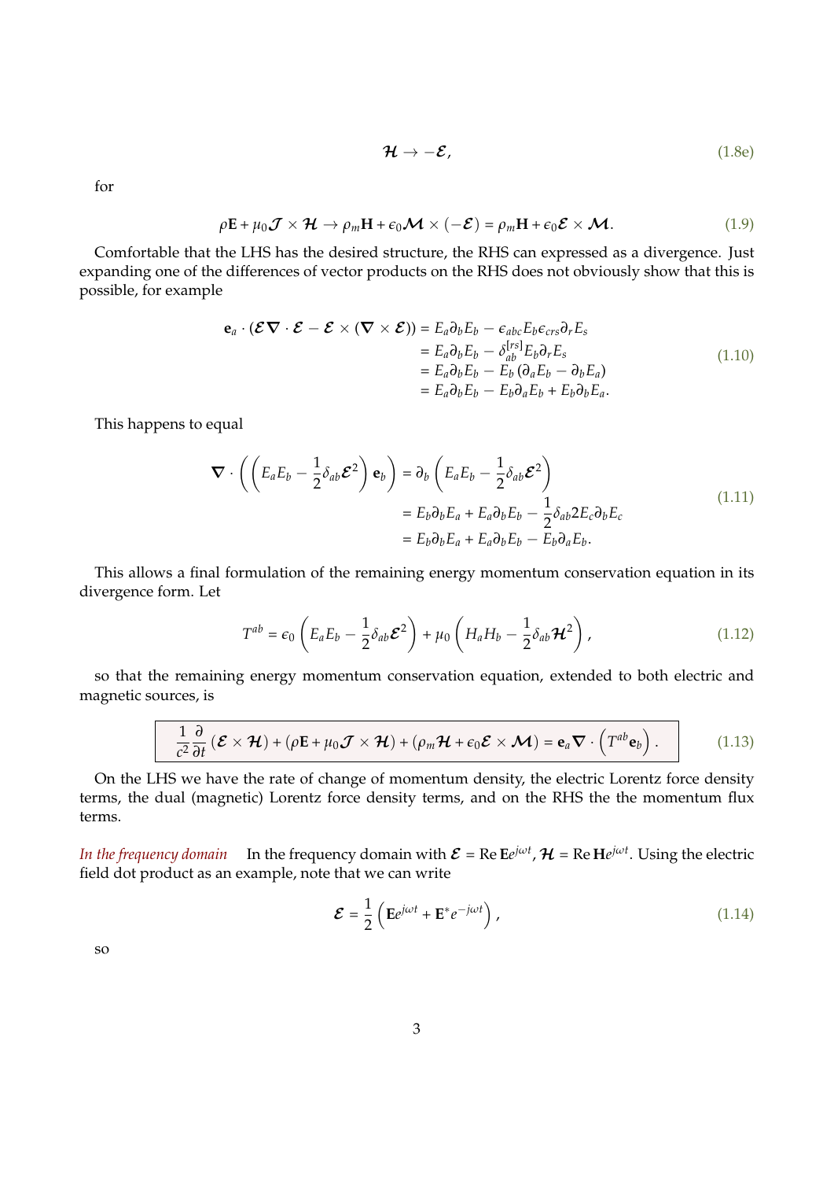$$\boldsymbol{\mathcal{H}} \rightarrow -\boldsymbol{\mathcal{E}}, \tag{1.8e}$$

for

$$\rho \mathbf{E} + \mu_0 \boldsymbol{\mathcal{J}} \times \boldsymbol{\mathcal{H}} \rightarrow \rho_m \mathbf{H} + \epsilon_0 \boldsymbol{\mathcal{M}} \times (-\boldsymbol{\mathcal{E}}) = \rho_m \mathbf{H} + \epsilon_0 \boldsymbol{\mathcal{E}} \times \boldsymbol{\mathcal{M}}. \tag{1.9}$$

Comfortable that the LHS has the desired structure, the RHS can expressed as a divergence. Just expanding one of the differences of vector products on the RHS does not obviously show that this is possible, for example

$$\begin{aligned}
\mathbf{e}_a \cdot (\boldsymbol{\mathcal{E}} \boldsymbol{\nabla} \cdot \boldsymbol{\mathcal{E}} - \boldsymbol{\mathcal{E}} \times (\boldsymbol{\nabla} \times \boldsymbol{\mathcal{E}})) &= E_a \partial_b E_b - \epsilon_{abc} E_b \epsilon_{crs} \partial_r E_s \\
&= E_a \partial_b E_b - \delta_{ab}^{[rs]} E_b \partial_r E_s \\
&= E_a \partial_b E_b - E_b \left( \partial_a E_b - \partial_b E_a \right) \\
&= E_a \partial_b E_b - E_b \partial_a E_b + E_b \partial_b E_a.
\end{aligned} \tag{1.10}$$

This happens to equal

$$\begin{aligned}
\boldsymbol{\nabla} \cdot \left( \left( E_a E_b - \frac{1}{2} \delta_{ab} \boldsymbol{\mathcal{E}}^2 \right) \mathbf{e}_b \right) &= \partial_b \left( E_a E_b - \frac{1}{2} \delta_{ab} \boldsymbol{\mathcal{E}}^2 \right) \\
&= E_b \partial_b E_a + E_a \partial_b E_b - \frac{1}{2} \delta_{ab} 2 E_c \partial_b E_c \\
&= E_b \partial_b E_a + E_a \partial_b E_b - E_b \partial_a E_b.
\end{aligned} \tag{1.11}$$

This allows a final formulation of the remaining energy momentum conservation equation in its divergence form. Let

$$T^{ab} = \epsilon_0 \left( E_a E_b - \frac{1}{2} \delta_{ab} \boldsymbol{\mathcal{E}}^2 \right) + \mu_0 \left( H_a H_b - \frac{1}{2} \delta_{ab} \boldsymbol{\mathcal{H}}^2 \right), \tag{1.12}$$

so that the remaining energy momentum conservation equation, extended to both electric and magnetic sources, is

$$\boxed{\frac{1}{c^2} \frac{\partial}{\partial t} \left( \boldsymbol{\mathcal{E}} \times \boldsymbol{\mathcal{H}} \right) + \left( \rho \mathbf{E} + \mu_0 \boldsymbol{\mathcal{J}} \times \boldsymbol{\mathcal{H}} \right) + \left( \rho_m \boldsymbol{\mathcal{H}} + \epsilon_0 \boldsymbol{\mathcal{E}} \times \boldsymbol{\mathcal{M}} \right) = \mathbf{e}_a \boldsymbol{\nabla} \cdot \left( T^{ab} \mathbf{e}_b \right).} \tag{1.13}$$

On the LHS we have the rate of change of momentum density, the electric Lorentz force density terms, the dual (magnetic) Lorentz force density terms, and on the RHS the the momentum flux terms.

*In the frequency domain* In the frequency domain with $\boldsymbol{\mathcal{E}} = \operatorname{Re} \mathbf{E} e^{j\omega t}$, $\boldsymbol{\mathcal{H}} = \operatorname{Re} \mathbf{H} e^{j\omega t}$. Using the electric field dot product as an example, note that we can write

$$\boldsymbol{\mathcal{E}} = \frac{1}{2} \left( \mathbf{E} e^{j\omega t} + \mathbf{E}^* e^{-j\omega t} \right), \tag{1.14}$$

so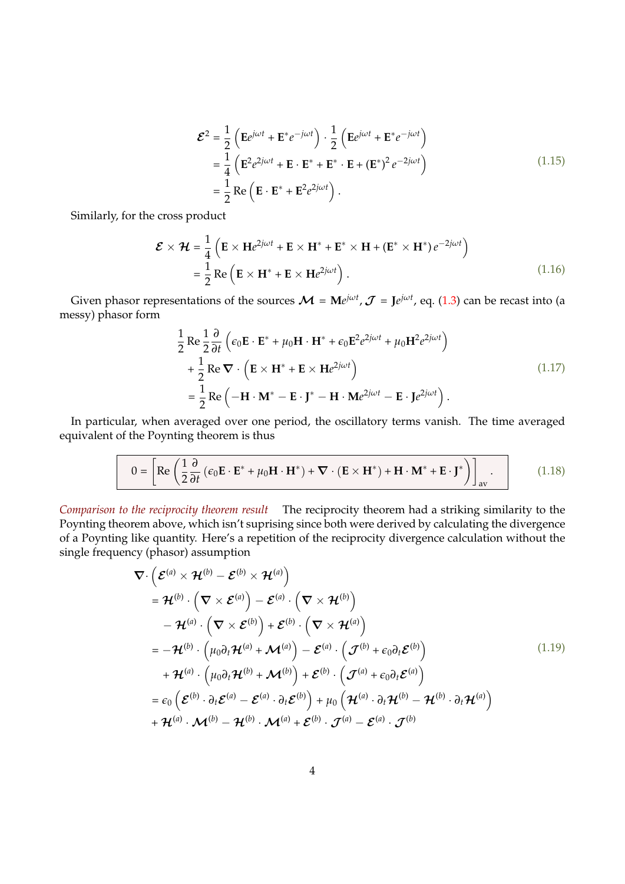$$
\begin{aligned}
\boldsymbol{\mathcal{E}}^2 &= \frac{1}{2}\left(\mathbf{E}e^{j\omega t} + \mathbf{E}^* e^{-j\omega t}\right) \cdot \frac{1}{2}\left(\mathbf{E}e^{j\omega t} + \mathbf{E}^* e^{-j\omega t}\right) \\
&= \frac{1}{4}\left(\mathbf{E}^2 e^{2j\omega t} + \mathbf{E}\cdot\mathbf{E}^* + \mathbf{E}^*\cdot\mathbf{E} + \left(\mathbf{E}^*\right)^2 e^{-2j\omega t}\right) \\
&= \frac{1}{2}\,\mathrm{Re}\left(\mathbf{E}\cdot\mathbf{E}^* + \mathbf{E}^2 e^{2j\omega t}\right).
\end{aligned} \tag{1.15}
$$

Similarly, for the cross product

$$
\begin{aligned}
\boldsymbol{\mathcal{E}} \times \boldsymbol{\mathcal{H}} &= \frac{1}{4}\left(\mathbf{E}\times\mathbf{H}e^{2j\omega t} + \mathbf{E}\times\mathbf{H}^* + \mathbf{E}^*\times\mathbf{H} + \left(\mathbf{E}^*\times\mathbf{H}^*\right)e^{-2j\omega t}\right) \\
&= \frac{1}{2}\,\mathrm{Re}\left(\mathbf{E}\times\mathbf{H}^* + \mathbf{E}\times\mathbf{H}e^{2j\omega t}\right).
\end{aligned} \tag{1.16}
$$

Given phasor representations of the sources $\boldsymbol{\mathcal{M}} = \mathbf{M}e^{j\omega t}$, $\boldsymbol{\mathcal{J}} = \mathbf{J}e^{j\omega t}$, eq. (1.3) can be recast into (a messy) phasor form

$$
\begin{aligned}
&\frac{1}{2}\,\mathrm{Re}\,\frac{1}{2}\frac{\partial}{\partial t}\left(\epsilon_0\mathbf{E}\cdot\mathbf{E}^* + \mu_0\mathbf{H}\cdot\mathbf{H}^* + \epsilon_0\mathbf{E}^2 e^{2j\omega t} + \mu_0\mathbf{H}^2 e^{2j\omega t}\right) \\
&\quad + \frac{1}{2}\,\mathrm{Re}\,\boldsymbol{\nabla}\cdot\left(\mathbf{E}\times\mathbf{H}^* + \mathbf{E}\times\mathbf{H}e^{2j\omega t}\right) \\
&\quad = \frac{1}{2}\,\mathrm{Re}\left(-\mathbf{H}\cdot\mathbf{M}^* - \mathbf{E}\cdot\mathbf{J}^* - \mathbf{H}\cdot\mathbf{M}e^{2j\omega t} - \mathbf{E}\cdot\mathbf{J}e^{2j\omega t}\right).
\end{aligned} \tag{1.17}
$$

In particular, when averaged over one period, the oscillatory terms vanish. The time averaged equivalent of the Poynting theorem is thus

$$
\boxed{0 = \left[\mathrm{Re}\left(\frac{1}{2}\frac{\partial}{\partial t}\left(\epsilon_0\mathbf{E}\cdot\mathbf{E}^* + \mu_0\mathbf{H}\cdot\mathbf{H}^*\right) + \boldsymbol{\nabla}\cdot\left(\mathbf{E}\times\mathbf{H}^*\right) + \mathbf{H}\cdot\mathbf{M}^* + \mathbf{E}\cdot\mathbf{J}^*\right)\right]_{\mathrm{av}}.} \tag{1.18}
$$

*Comparison to the reciprocity theorem result* The reciprocity theorem had a striking similarity to the Poynting theorem above, which isn't suprising since both were derived by calculating the divergence of a Poynting like quantity. Here's a repetition of the reciprocity divergence calculation without the single frequency (phasor) assumption

$$
\begin{aligned}
&\boldsymbol{\nabla}\cdot\left(\boldsymbol{\mathcal{E}}^{(a)}\times\boldsymbol{\mathcal{H}}^{(b)} - \boldsymbol{\mathcal{E}}^{(b)}\times\boldsymbol{\mathcal{H}}^{(a)}\right) \\
&= \boldsymbol{\mathcal{H}}^{(b)}\cdot\left(\boldsymbol{\nabla}\times\boldsymbol{\mathcal{E}}^{(a)}\right) - \boldsymbol{\mathcal{E}}^{(a)}\cdot\left(\boldsymbol{\nabla}\times\boldsymbol{\mathcal{H}}^{(b)}\right) \\
&\quad - \boldsymbol{\mathcal{H}}^{(a)}\cdot\left(\boldsymbol{\nabla}\times\boldsymbol{\mathcal{E}}^{(b)}\right) + \boldsymbol{\mathcal{E}}^{(b)}\cdot\left(\boldsymbol{\nabla}\times\boldsymbol{\mathcal{H}}^{(a)}\right) \\
&= -\boldsymbol{\mathcal{H}}^{(b)}\cdot\left(\mu_0\partial_t\boldsymbol{\mathcal{H}}^{(a)} + \boldsymbol{\mathcal{M}}^{(a)}\right) - \boldsymbol{\mathcal{E}}^{(a)}\cdot\left(\boldsymbol{\mathcal{J}}^{(b)} + \epsilon_0\partial_t\boldsymbol{\mathcal{E}}^{(b)}\right) \\
&\quad + \boldsymbol{\mathcal{H}}^{(a)}\cdot\left(\mu_0\partial_t\boldsymbol{\mathcal{H}}^{(b)} + \boldsymbol{\mathcal{M}}^{(b)}\right) + \boldsymbol{\mathcal{E}}^{(b)}\cdot\left(\boldsymbol{\mathcal{J}}^{(a)} + \epsilon_0\partial_t\boldsymbol{\mathcal{E}}^{(a)}\right) \\
&= \epsilon_0\left(\boldsymbol{\mathcal{E}}^{(b)}\cdot\partial_t\boldsymbol{\mathcal{E}}^{(a)} - \boldsymbol{\mathcal{E}}^{(a)}\cdot\partial_t\boldsymbol{\mathcal{E}}^{(b)}\right) + \mu_0\left(\boldsymbol{\mathcal{H}}^{(a)}\cdot\partial_t\boldsymbol{\mathcal{H}}^{(b)} - \boldsymbol{\mathcal{H}}^{(b)}\cdot\partial_t\boldsymbol{\mathcal{H}}^{(a)}\right) \\
&\quad + \boldsymbol{\mathcal{H}}^{(a)}\cdot\boldsymbol{\mathcal{M}}^{(b)} - \boldsymbol{\mathcal{H}}^{(b)}\cdot\boldsymbol{\mathcal{M}}^{(a)} + \boldsymbol{\mathcal{E}}^{(b)}\cdot\boldsymbol{\mathcal{J}}^{(a)} - \boldsymbol{\mathcal{E}}^{(a)}\cdot\boldsymbol{\mathcal{J}}^{(b)}
\end{aligned} \tag{1.19}
$$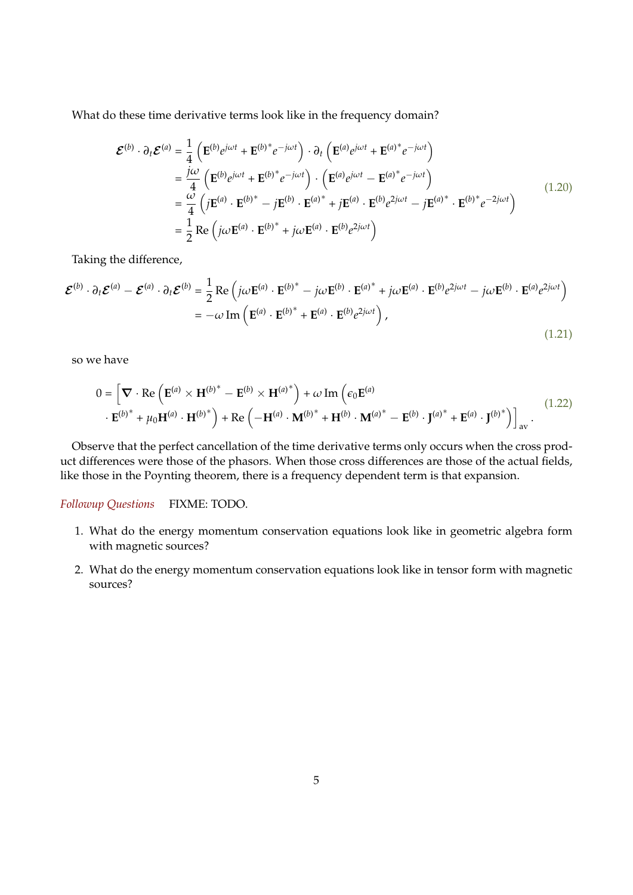What do these time derivative terms look like in the frequency domain?

$$
\begin{aligned}
\boldsymbol{\mathcal{E}}^{(b)} \cdot \partial_t \boldsymbol{\mathcal{E}}^{(a)} &= \frac{1}{4}\left( \mathbf{E}^{(b)} e^{j\omega t} + {\mathbf{E}^{(b)}}^* e^{-j\omega t} \right) \cdot \partial_t \left( \mathbf{E}^{(a)} e^{j\omega t} + {\mathbf{E}^{(a)}}^* e^{-j\omega t} \right) \\
&= \frac{j\omega}{4}\left( \mathbf{E}^{(b)} e^{j\omega t} + {\mathbf{E}^{(b)}}^* e^{-j\omega t} \right) \cdot \left( \mathbf{E}^{(a)} e^{j\omega t} - {\mathbf{E}^{(a)}}^* e^{-j\omega t} \right) \\
&= \frac{\omega}{4}\left( j\mathbf{E}^{(a)} \cdot {\mathbf{E}^{(b)}}^* - j\mathbf{E}^{(b)} \cdot {\mathbf{E}^{(a)}}^* + j\mathbf{E}^{(a)} \cdot \mathbf{E}^{(b)} e^{2j\omega t} - j{\mathbf{E}^{(a)}}^* \cdot {\mathbf{E}^{(b)}}^* e^{-2j\omega t} \right) \\
&= \frac{1}{2} \operatorname{Re}\left( j\omega \mathbf{E}^{(a)} \cdot {\mathbf{E}^{(b)}}^* + j\omega \mathbf{E}^{(a)} \cdot \mathbf{E}^{(b)} e^{2j\omega t} \right)
\end{aligned}
\tag{1.20}
$$

Taking the difference,

$$
\begin{aligned}
\boldsymbol{\mathcal{E}}^{(b)} \cdot \partial_t \boldsymbol{\mathcal{E}}^{(a)} - \boldsymbol{\mathcal{E}}^{(a)} \cdot \partial_t \boldsymbol{\mathcal{E}}^{(b)} &= \frac{1}{2} \operatorname{Re}\left( j\omega \mathbf{E}^{(a)} \cdot {\mathbf{E}^{(b)}}^* - j\omega \mathbf{E}^{(b)} \cdot {\mathbf{E}^{(a)}}^* + j\omega \mathbf{E}^{(a)} \cdot \mathbf{E}^{(b)} e^{2j\omega t} - j\omega \mathbf{E}^{(b)} \cdot \mathbf{E}^{(a)} e^{2j\omega t} \right) \\
&= -\omega \operatorname{Im}\left( \mathbf{E}^{(a)} \cdot {\mathbf{E}^{(b)}}^* + \mathbf{E}^{(a)} \cdot \mathbf{E}^{(b)} e^{2j\omega t} \right),
\end{aligned}
\tag{1.21}
$$

so we have

$$
\begin{aligned}
0 = \Big[ \boldsymbol{\nabla} \cdot \operatorname{Re}\left( \mathbf{E}^{(a)} \times {\mathbf{H}^{(b)}}^* - \mathbf{E}^{(b)} \times {\mathbf{H}^{(a)}}^* \right) + \omega \operatorname{Im}\Big( \epsilon_0 \mathbf{E}^{(a)} \\
\cdot {\mathbf{E}^{(b)}}^* + \mu_0 \mathbf{H}^{(a)} \cdot {\mathbf{H}^{(b)}}^* \Big) + \operatorname{Re}\left( -\mathbf{H}^{(a)} \cdot {\mathbf{M}^{(b)}}^* + \mathbf{H}^{(b)} \cdot {\mathbf{M}^{(a)}}^* - \mathbf{E}^{(b)} \cdot {\mathbf{J}^{(a)}}^* + \mathbf{E}^{(a)} \cdot {\mathbf{J}^{(b)}}^* \right) \Big]_{\text{av}}.
\end{aligned}
\tag{1.22}
$$

Observe that the perfect cancellation of the time derivative terms only occurs when the cross product differences were those of the phasors. When those cross differences are those of the actual fields, like those in the Poynting theorem, there is a frequency dependent term is that expansion.

*Followup Questions* FIXME: TODO.

1. What do the energy momentum conservation equations look like in geometric algebra form with magnetic sources?
2. What do the energy momentum conservation equations look like in tensor form with magnetic sources?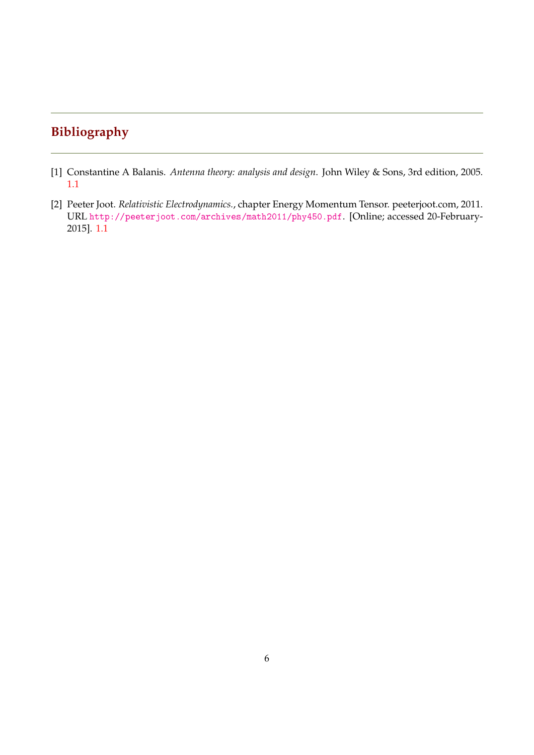# Bibliography

[1] Constantine A Balanis. *Antenna theory: analysis and design*. John Wiley & Sons, 3rd edition, 2005. 1.1

[2] Peeter Joot. *Relativistic Electrodynamics.*, chapter Energy Momentum Tensor. peeterjoot.com, 2011. URL http://peeterjoot.com/archives/math2011/phy450.pdf. [Online; accessed 20-February-2015]. 1.1